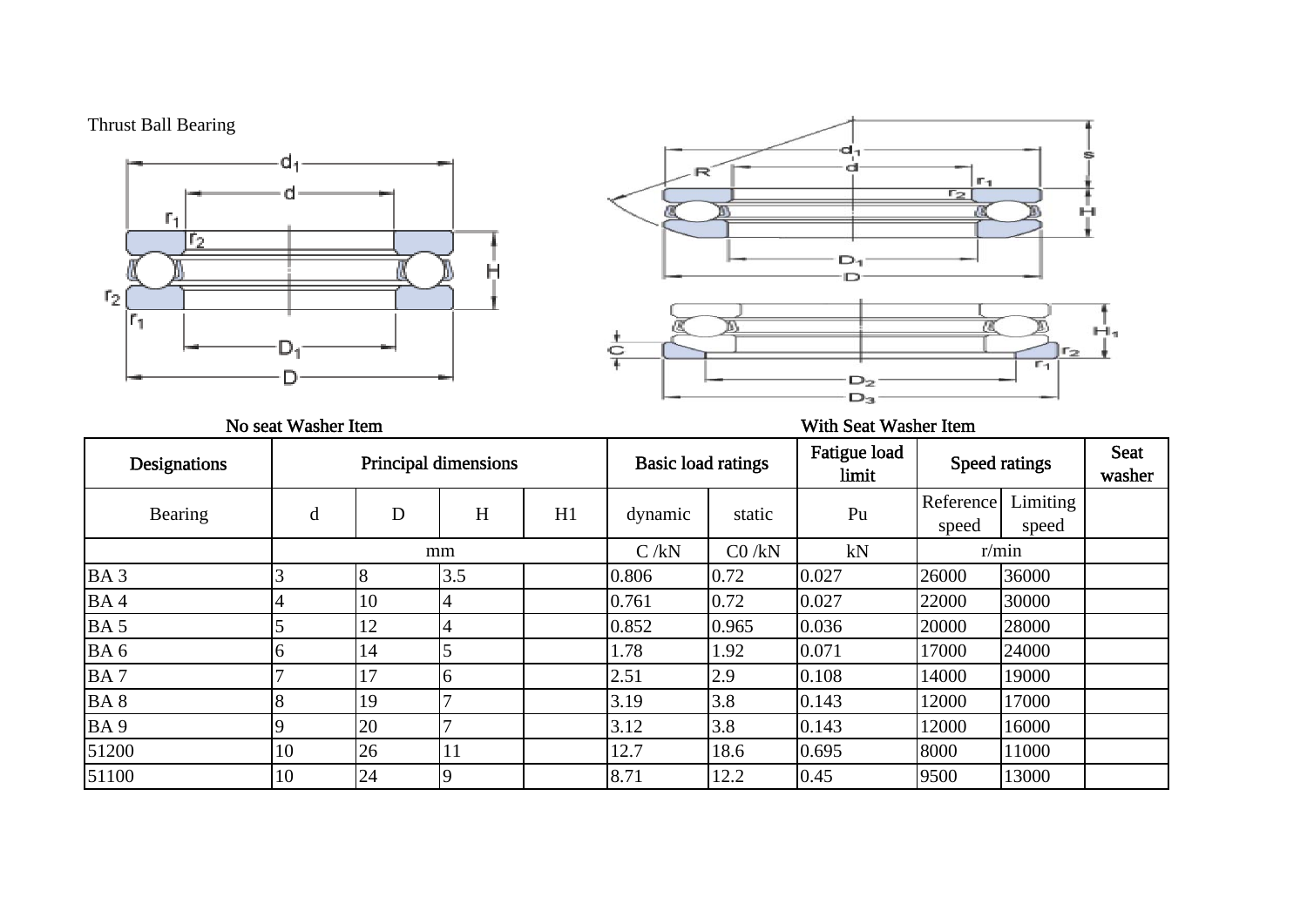Thrust Ball Bearing

No seat Washer Item

With Seat Washer Item

| Designations | Principal dimensions | | | | Basic load ratings | | Fatigue load limit | Speed ratings | | Seat washer |
|---|---|---|---|---|---|---|---|---|---|---|
| Bearing | d | D | H | H1 | dynamic | static | Pu | Reference speed | Limiting speed | |
| | mm | | | | C /kN | C0 /kN | kN | r/min | | |
| BA 3 | 3 | 8 | 3.5 | | 0.806 | 0.72 | 0.027 | 26000 | 36000 | |
| BA 4 | 4 | 10 | 4 | | 0.761 | 0.72 | 0.027 | 22000 | 30000 | |
| BA 5 | 5 | 12 | 4 | | 0.852 | 0.965 | 0.036 | 20000 | 28000 | |
| BA 6 | 6 | 14 | 5 | | 1.78 | 1.92 | 0.071 | 17000 | 24000 | |
| BA 7 | 7 | 17 | 6 | | 2.51 | 2.9 | 0.108 | 14000 | 19000 | |
| BA 8 | 8 | 19 | 7 | | 3.19 | 3.8 | 0.143 | 12000 | 17000 | |
| BA 9 | 9 | 20 | 7 | | 3.12 | 3.8 | 0.143 | 12000 | 16000 | |
| 51200 | 10 | 26 | 11 | | 12.7 | 18.6 | 0.695 | 8000 | 11000 | |
| 51100 | 10 | 24 | 9 | | 8.71 | 12.2 | 0.45 | 9500 | 13000 | |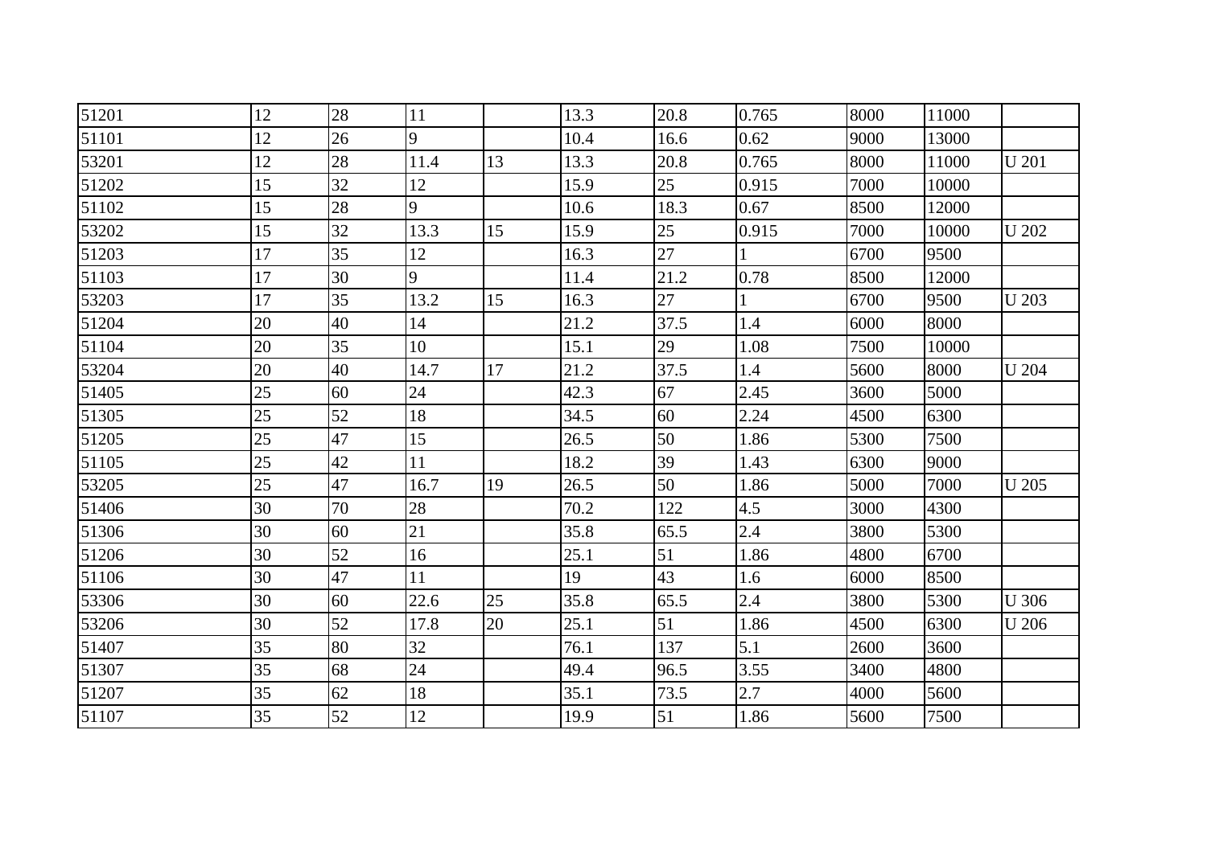| | | | | | | | | | | |
|---|---|---|---|---|---|---|---|---|---|---|
| 51201 | 12 | 28 | 11 | | 13.3 | 20.8 | 0.765 | 8000 | 11000 | |
| 51101 | 12 | 26 | 9 | | 10.4 | 16.6 | 0.62 | 9000 | 13000 | |
| 53201 | 12 | 28 | 11.4 | 13 | 13.3 | 20.8 | 0.765 | 8000 | 11000 | U 201 |
| 51202 | 15 | 32 | 12 | | 15.9 | 25 | 0.915 | 7000 | 10000 | |
| 51102 | 15 | 28 | 9 | | 10.6 | 18.3 | 0.67 | 8500 | 12000 | |
| 53202 | 15 | 32 | 13.3 | 15 | 15.9 | 25 | 0.915 | 7000 | 10000 | U 202 |
| 51203 | 17 | 35 | 12 | | 16.3 | 27 | 1 | 6700 | 9500 | |
| 51103 | 17 | 30 | 9 | | 11.4 | 21.2 | 0.78 | 8500 | 12000 | |
| 53203 | 17 | 35 | 13.2 | 15 | 16.3 | 27 | 1 | 6700 | 9500 | U 203 |
| 51204 | 20 | 40 | 14 | | 21.2 | 37.5 | 1.4 | 6000 | 8000 | |
| 51104 | 20 | 35 | 10 | | 15.1 | 29 | 1.08 | 7500 | 10000 | |
| 53204 | 20 | 40 | 14.7 | 17 | 21.2 | 37.5 | 1.4 | 5600 | 8000 | U 204 |
| 51405 | 25 | 60 | 24 | | 42.3 | 67 | 2.45 | 3600 | 5000 | |
| 51305 | 25 | 52 | 18 | | 34.5 | 60 | 2.24 | 4500 | 6300 | |
| 51205 | 25 | 47 | 15 | | 26.5 | 50 | 1.86 | 5300 | 7500 | |
| 51105 | 25 | 42 | 11 | | 18.2 | 39 | 1.43 | 6300 | 9000 | |
| 53205 | 25 | 47 | 16.7 | 19 | 26.5 | 50 | 1.86 | 5000 | 7000 | U 205 |
| 51406 | 30 | 70 | 28 | | 70.2 | 122 | 4.5 | 3000 | 4300 | |
| 51306 | 30 | 60 | 21 | | 35.8 | 65.5 | 2.4 | 3800 | 5300 | |
| 51206 | 30 | 52 | 16 | | 25.1 | 51 | 1.86 | 4800 | 6700 | |
| 51106 | 30 | 47 | 11 | | 19 | 43 | 1.6 | 6000 | 8500 | |
| 53306 | 30 | 60 | 22.6 | 25 | 35.8 | 65.5 | 2.4 | 3800 | 5300 | U 306 |
| 53206 | 30 | 52 | 17.8 | 20 | 25.1 | 51 | 1.86 | 4500 | 6300 | U 206 |
| 51407 | 35 | 80 | 32 | | 76.1 | 137 | 5.1 | 2600 | 3600 | |
| 51307 | 35 | 68 | 24 | | 49.4 | 96.5 | 3.55 | 3400 | 4800 | |
| 51207 | 35 | 62 | 18 | | 35.1 | 73.5 | 2.7 | 4000 | 5600 | |
| 51107 | 35 | 52 | 12 | | 19.9 | 51 | 1.86 | 5600 | 7500 | |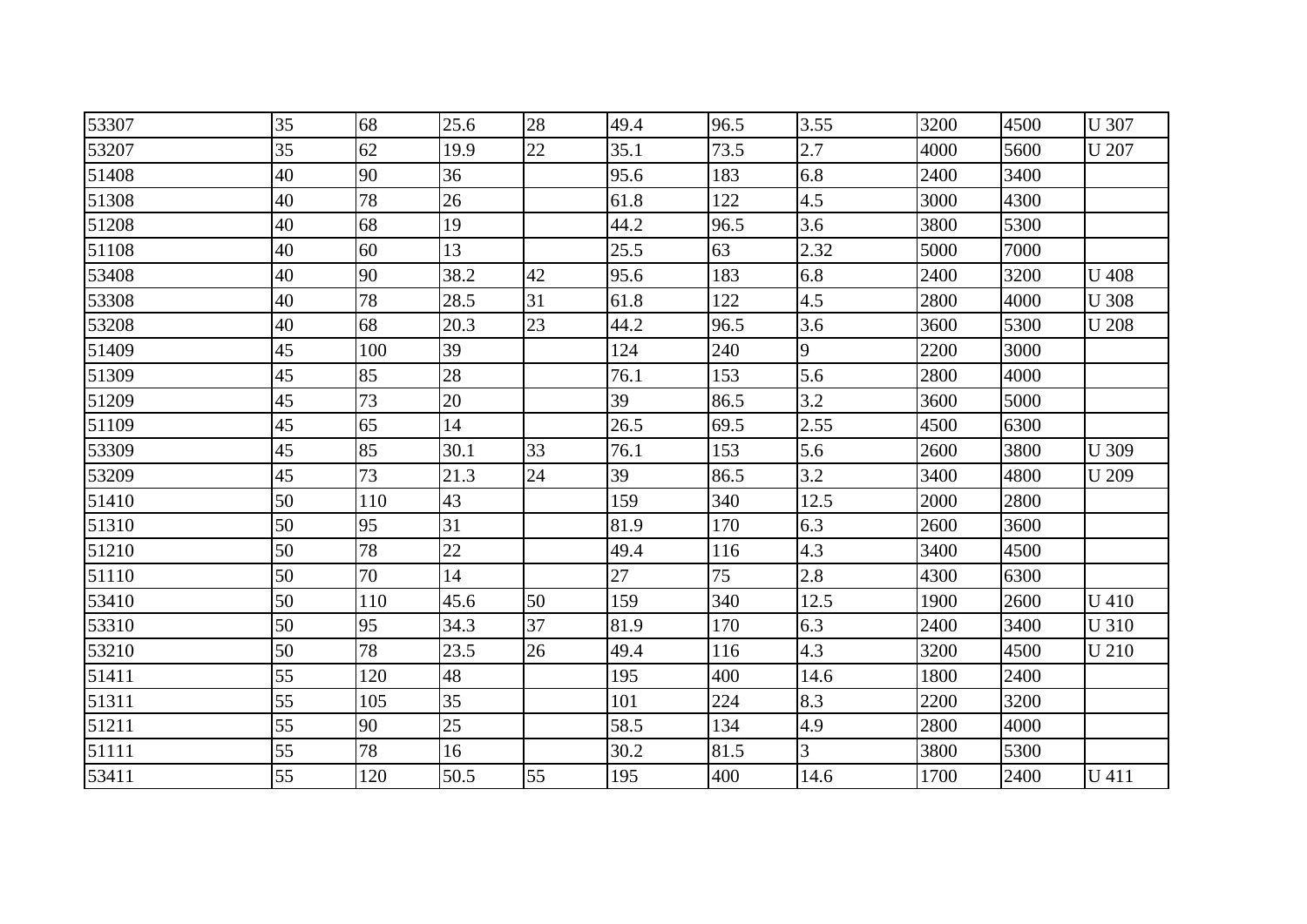| | | | | | | | | | | |
|---|---|---|---|---|---|---|---|---|---|---|
| 53307 | 35 | 68 | 25.6 | 28 | 49.4 | 96.5 | 3.55 | 3200 | 4500 | U 307 |
| 53207 | 35 | 62 | 19.9 | 22 | 35.1 | 73.5 | 2.7 | 4000 | 5600 | U 207 |
| 51408 | 40 | 90 | 36 | | 95.6 | 183 | 6.8 | 2400 | 3400 | |
| 51308 | 40 | 78 | 26 | | 61.8 | 122 | 4.5 | 3000 | 4300 | |
| 51208 | 40 | 68 | 19 | | 44.2 | 96.5 | 3.6 | 3800 | 5300 | |
| 51108 | 40 | 60 | 13 | | 25.5 | 63 | 2.32 | 5000 | 7000 | |
| 53408 | 40 | 90 | 38.2 | 42 | 95.6 | 183 | 6.8 | 2400 | 3200 | U 408 |
| 53308 | 40 | 78 | 28.5 | 31 | 61.8 | 122 | 4.5 | 2800 | 4000 | U 308 |
| 53208 | 40 | 68 | 20.3 | 23 | 44.2 | 96.5 | 3.6 | 3600 | 5300 | U 208 |
| 51409 | 45 | 100 | 39 | | 124 | 240 | 9 | 2200 | 3000 | |
| 51309 | 45 | 85 | 28 | | 76.1 | 153 | 5.6 | 2800 | 4000 | |
| 51209 | 45 | 73 | 20 | | 39 | 86.5 | 3.2 | 3600 | 5000 | |
| 51109 | 45 | 65 | 14 | | 26.5 | 69.5 | 2.55 | 4500 | 6300 | |
| 53309 | 45 | 85 | 30.1 | 33 | 76.1 | 153 | 5.6 | 2600 | 3800 | U 309 |
| 53209 | 45 | 73 | 21.3 | 24 | 39 | 86.5 | 3.2 | 3400 | 4800 | U 209 |
| 51410 | 50 | 110 | 43 | | 159 | 340 | 12.5 | 2000 | 2800 | |
| 51310 | 50 | 95 | 31 | | 81.9 | 170 | 6.3 | 2600 | 3600 | |
| 51210 | 50 | 78 | 22 | | 49.4 | 116 | 4.3 | 3400 | 4500 | |
| 51110 | 50 | 70 | 14 | | 27 | 75 | 2.8 | 4300 | 6300 | |
| 53410 | 50 | 110 | 45.6 | 50 | 159 | 340 | 12.5 | 1900 | 2600 | U 410 |
| 53310 | 50 | 95 | 34.3 | 37 | 81.9 | 170 | 6.3 | 2400 | 3400 | U 310 |
| 53210 | 50 | 78 | 23.5 | 26 | 49.4 | 116 | 4.3 | 3200 | 4500 | U 210 |
| 51411 | 55 | 120 | 48 | | 195 | 400 | 14.6 | 1800 | 2400 | |
| 51311 | 55 | 105 | 35 | | 101 | 224 | 8.3 | 2200 | 3200 | |
| 51211 | 55 | 90 | 25 | | 58.5 | 134 | 4.9 | 2800 | 4000 | |
| 51111 | 55 | 78 | 16 | | 30.2 | 81.5 | 3 | 3800 | 5300 | |
| 53411 | 55 | 120 | 50.5 | 55 | 195 | 400 | 14.6 | 1700 | 2400 | U 411 |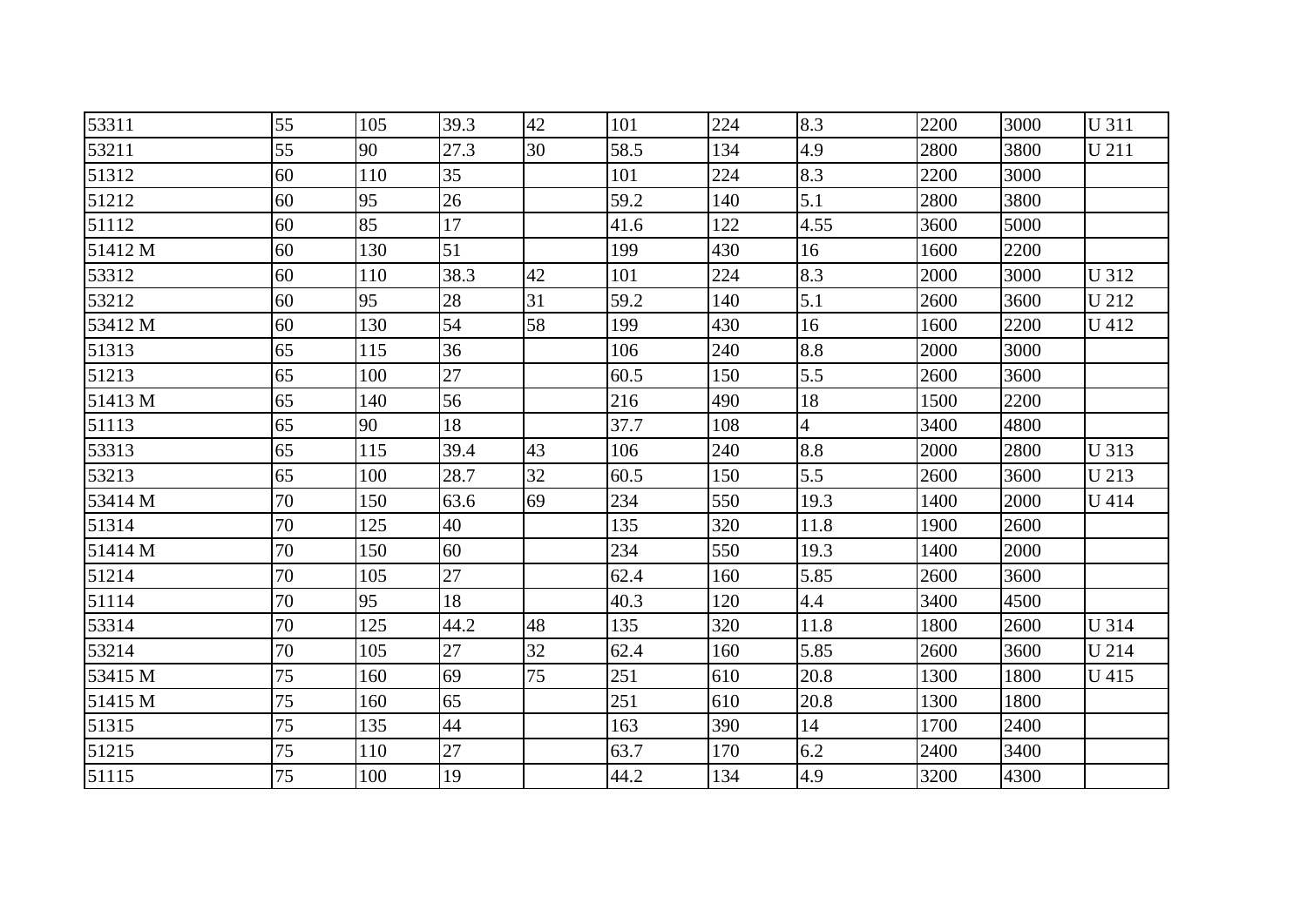| | | | | | | | | | | |
|---|---|---|---|---|---|---|---|---|---|---|
| 53311 | 55 | 105 | 39.3 | 42 | 101 | 224 | 8.3 | 2200 | 3000 | U 311 |
| 53211 | 55 | 90 | 27.3 | 30 | 58.5 | 134 | 4.9 | 2800 | 3800 | U 211 |
| 51312 | 60 | 110 | 35 | | 101 | 224 | 8.3 | 2200 | 3000 | |
| 51212 | 60 | 95 | 26 | | 59.2 | 140 | 5.1 | 2800 | 3800 | |
| 51112 | 60 | 85 | 17 | | 41.6 | 122 | 4.55 | 3600 | 5000 | |
| 51412 M | 60 | 130 | 51 | | 199 | 430 | 16 | 1600 | 2200 | |
| 53312 | 60 | 110 | 38.3 | 42 | 101 | 224 | 8.3 | 2000 | 3000 | U 312 |
| 53212 | 60 | 95 | 28 | 31 | 59.2 | 140 | 5.1 | 2600 | 3600 | U 212 |
| 53412 M | 60 | 130 | 54 | 58 | 199 | 430 | 16 | 1600 | 2200 | U 412 |
| 51313 | 65 | 115 | 36 | | 106 | 240 | 8.8 | 2000 | 3000 | |
| 51213 | 65 | 100 | 27 | | 60.5 | 150 | 5.5 | 2600 | 3600 | |
| 51413 M | 65 | 140 | 56 | | 216 | 490 | 18 | 1500 | 2200 | |
| 51113 | 65 | 90 | 18 | | 37.7 | 108 | 4 | 3400 | 4800 | |
| 53313 | 65 | 115 | 39.4 | 43 | 106 | 240 | 8.8 | 2000 | 2800 | U 313 |
| 53213 | 65 | 100 | 28.7 | 32 | 60.5 | 150 | 5.5 | 2600 | 3600 | U 213 |
| 53414 M | 70 | 150 | 63.6 | 69 | 234 | 550 | 19.3 | 1400 | 2000 | U 414 |
| 51314 | 70 | 125 | 40 | | 135 | 320 | 11.8 | 1900 | 2600 | |
| 51414 M | 70 | 150 | 60 | | 234 | 550 | 19.3 | 1400 | 2000 | |
| 51214 | 70 | 105 | 27 | | 62.4 | 160 | 5.85 | 2600 | 3600 | |
| 51114 | 70 | 95 | 18 | | 40.3 | 120 | 4.4 | 3400 | 4500 | |
| 53314 | 70 | 125 | 44.2 | 48 | 135 | 320 | 11.8 | 1800 | 2600 | U 314 |
| 53214 | 70 | 105 | 27 | 32 | 62.4 | 160 | 5.85 | 2600 | 3600 | U 214 |
| 53415 M | 75 | 160 | 69 | 75 | 251 | 610 | 20.8 | 1300 | 1800 | U 415 |
| 51415 M | 75 | 160 | 65 | | 251 | 610 | 20.8 | 1300 | 1800 | |
| 51315 | 75 | 135 | 44 | | 163 | 390 | 14 | 1700 | 2400 | |
| 51215 | 75 | 110 | 27 | | 63.7 | 170 | 6.2 | 2400 | 3400 | |
| 51115 | 75 | 100 | 19 | | 44.2 | 134 | 4.9 | 3200 | 4300 | |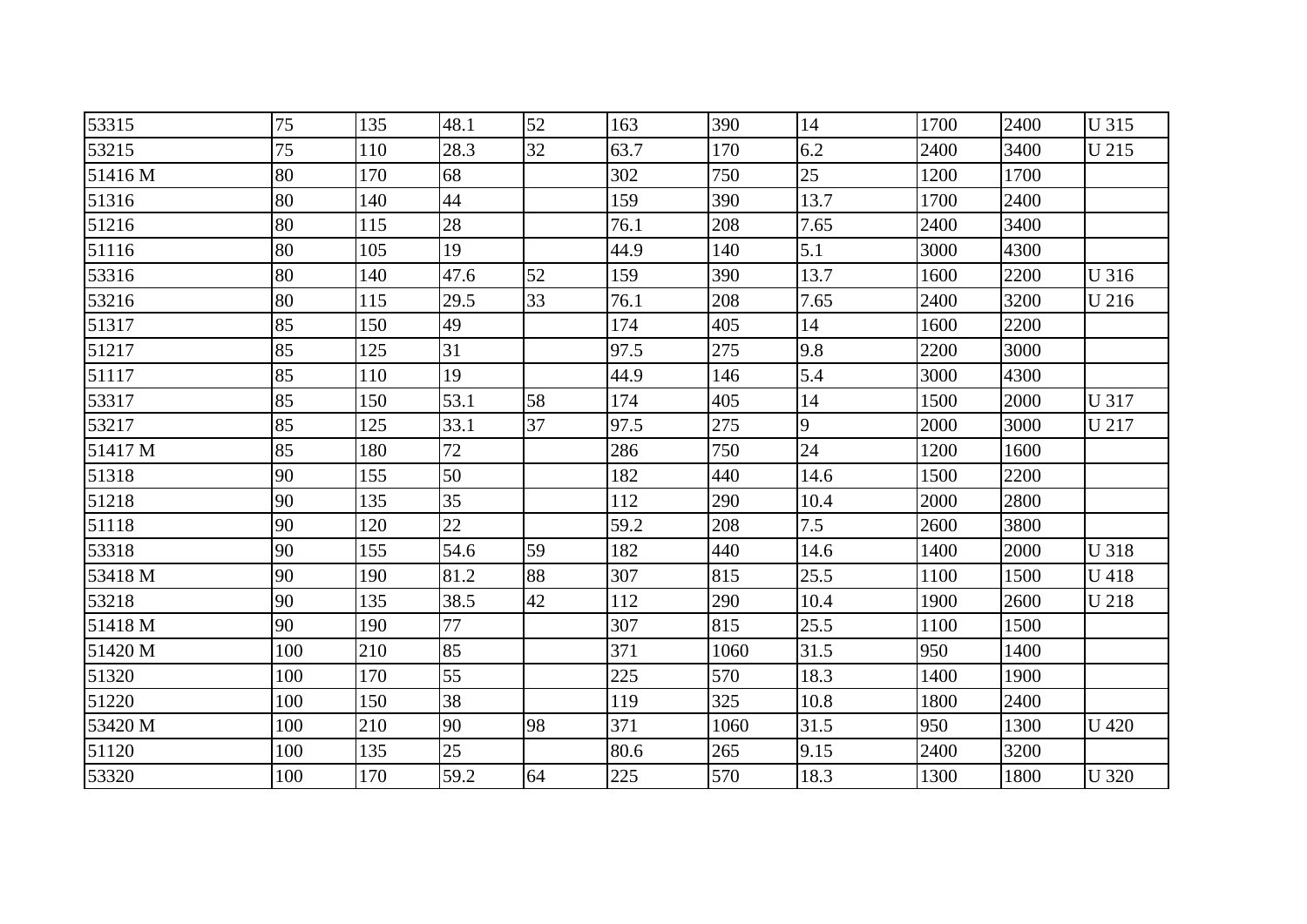| | | | | | | | | | | |
|---|---|---|---|---|---|---|---|---|---|---|
| 53315 | 75 | 135 | 48.1 | 52 | 163 | 390 | 14 | 1700 | 2400 | U 315 |
| 53215 | 75 | 110 | 28.3 | 32 | 63.7 | 170 | 6.2 | 2400 | 3400 | U 215 |
| 51416 M | 80 | 170 | 68 | | 302 | 750 | 25 | 1200 | 1700 | |
| 51316 | 80 | 140 | 44 | | 159 | 390 | 13.7 | 1700 | 2400 | |
| 51216 | 80 | 115 | 28 | | 76.1 | 208 | 7.65 | 2400 | 3400 | |
| 51116 | 80 | 105 | 19 | | 44.9 | 140 | 5.1 | 3000 | 4300 | |
| 53316 | 80 | 140 | 47.6 | 52 | 159 | 390 | 13.7 | 1600 | 2200 | U 316 |
| 53216 | 80 | 115 | 29.5 | 33 | 76.1 | 208 | 7.65 | 2400 | 3200 | U 216 |
| 51317 | 85 | 150 | 49 | | 174 | 405 | 14 | 1600 | 2200 | |
| 51217 | 85 | 125 | 31 | | 97.5 | 275 | 9.8 | 2200 | 3000 | |
| 51117 | 85 | 110 | 19 | | 44.9 | 146 | 5.4 | 3000 | 4300 | |
| 53317 | 85 | 150 | 53.1 | 58 | 174 | 405 | 14 | 1500 | 2000 | U 317 |
| 53217 | 85 | 125 | 33.1 | 37 | 97.5 | 275 | 9 | 2000 | 3000 | U 217 |
| 51417 M | 85 | 180 | 72 | | 286 | 750 | 24 | 1200 | 1600 | |
| 51318 | 90 | 155 | 50 | | 182 | 440 | 14.6 | 1500 | 2200 | |
| 51218 | 90 | 135 | 35 | | 112 | 290 | 10.4 | 2000 | 2800 | |
| 51118 | 90 | 120 | 22 | | 59.2 | 208 | 7.5 | 2600 | 3800 | |
| 53318 | 90 | 155 | 54.6 | 59 | 182 | 440 | 14.6 | 1400 | 2000 | U 318 |
| 53418 M | 90 | 190 | 81.2 | 88 | 307 | 815 | 25.5 | 1100 | 1500 | U 418 |
| 53218 | 90 | 135 | 38.5 | 42 | 112 | 290 | 10.4 | 1900 | 2600 | U 218 |
| 51418 M | 90 | 190 | 77 | | 307 | 815 | 25.5 | 1100 | 1500 | |
| 51420 M | 100 | 210 | 85 | | 371 | 1060 | 31.5 | 950 | 1400 | |
| 51320 | 100 | 170 | 55 | | 225 | 570 | 18.3 | 1400 | 1900 | |
| 51220 | 100 | 150 | 38 | | 119 | 325 | 10.8 | 1800 | 2400 | |
| 53420 M | 100 | 210 | 90 | 98 | 371 | 1060 | 31.5 | 950 | 1300 | U 420 |
| 51120 | 100 | 135 | 25 | | 80.6 | 265 | 9.15 | 2400 | 3200 | |
| 53320 | 100 | 170 | 59.2 | 64 | 225 | 570 | 18.3 | 1300 | 1800 | U 320 |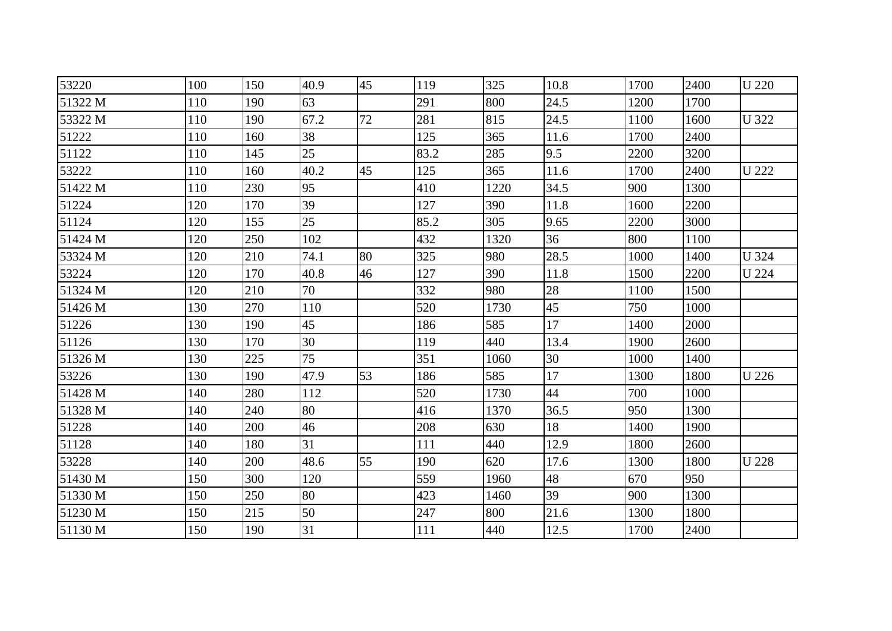| | | | | | | | | | | |
|---|---|---|---|---|---|---|---|---|---|---|
| 53220 | 100 | 150 | 40.9 | 45 | 119 | 325 | 10.8 | 1700 | 2400 | U 220 |
| 51322 M | 110 | 190 | 63 | | 291 | 800 | 24.5 | 1200 | 1700 | |
| 53322 M | 110 | 190 | 67.2 | 72 | 281 | 815 | 24.5 | 1100 | 1600 | U 322 |
| 51222 | 110 | 160 | 38 | | 125 | 365 | 11.6 | 1700 | 2400 | |
| 51122 | 110 | 145 | 25 | | 83.2 | 285 | 9.5 | 2200 | 3200 | |
| 53222 | 110 | 160 | 40.2 | 45 | 125 | 365 | 11.6 | 1700 | 2400 | U 222 |
| 51422 M | 110 | 230 | 95 | | 410 | 1220 | 34.5 | 900 | 1300 | |
| 51224 | 120 | 170 | 39 | | 127 | 390 | 11.8 | 1600 | 2200 | |
| 51124 | 120 | 155 | 25 | | 85.2 | 305 | 9.65 | 2200 | 3000 | |
| 51424 M | 120 | 250 | 102 | | 432 | 1320 | 36 | 800 | 1100 | |
| 53324 M | 120 | 210 | 74.1 | 80 | 325 | 980 | 28.5 | 1000 | 1400 | U 324 |
| 53224 | 120 | 170 | 40.8 | 46 | 127 | 390 | 11.8 | 1500 | 2200 | U 224 |
| 51324 M | 120 | 210 | 70 | | 332 | 980 | 28 | 1100 | 1500 | |
| 51426 M | 130 | 270 | 110 | | 520 | 1730 | 45 | 750 | 1000 | |
| 51226 | 130 | 190 | 45 | | 186 | 585 | 17 | 1400 | 2000 | |
| 51126 | 130 | 170 | 30 | | 119 | 440 | 13.4 | 1900 | 2600 | |
| 51326 M | 130 | 225 | 75 | | 351 | 1060 | 30 | 1000 | 1400 | |
| 53226 | 130 | 190 | 47.9 | 53 | 186 | 585 | 17 | 1300 | 1800 | U 226 |
| 51428 M | 140 | 280 | 112 | | 520 | 1730 | 44 | 700 | 1000 | |
| 51328 M | 140 | 240 | 80 | | 416 | 1370 | 36.5 | 950 | 1300 | |
| 51228 | 140 | 200 | 46 | | 208 | 630 | 18 | 1400 | 1900 | |
| 51128 | 140 | 180 | 31 | | 111 | 440 | 12.9 | 1800 | 2600 | |
| 53228 | 140 | 200 | 48.6 | 55 | 190 | 620 | 17.6 | 1300 | 1800 | U 228 |
| 51430 M | 150 | 300 | 120 | | 559 | 1960 | 48 | 670 | 950 | |
| 51330 M | 150 | 250 | 80 | | 423 | 1460 | 39 | 900 | 1300 | |
| 51230 M | 150 | 215 | 50 | | 247 | 800 | 21.6 | 1300 | 1800 | |
| 51130 M | 150 | 190 | 31 | | 111 | 440 | 12.5 | 1700 | 2400 | |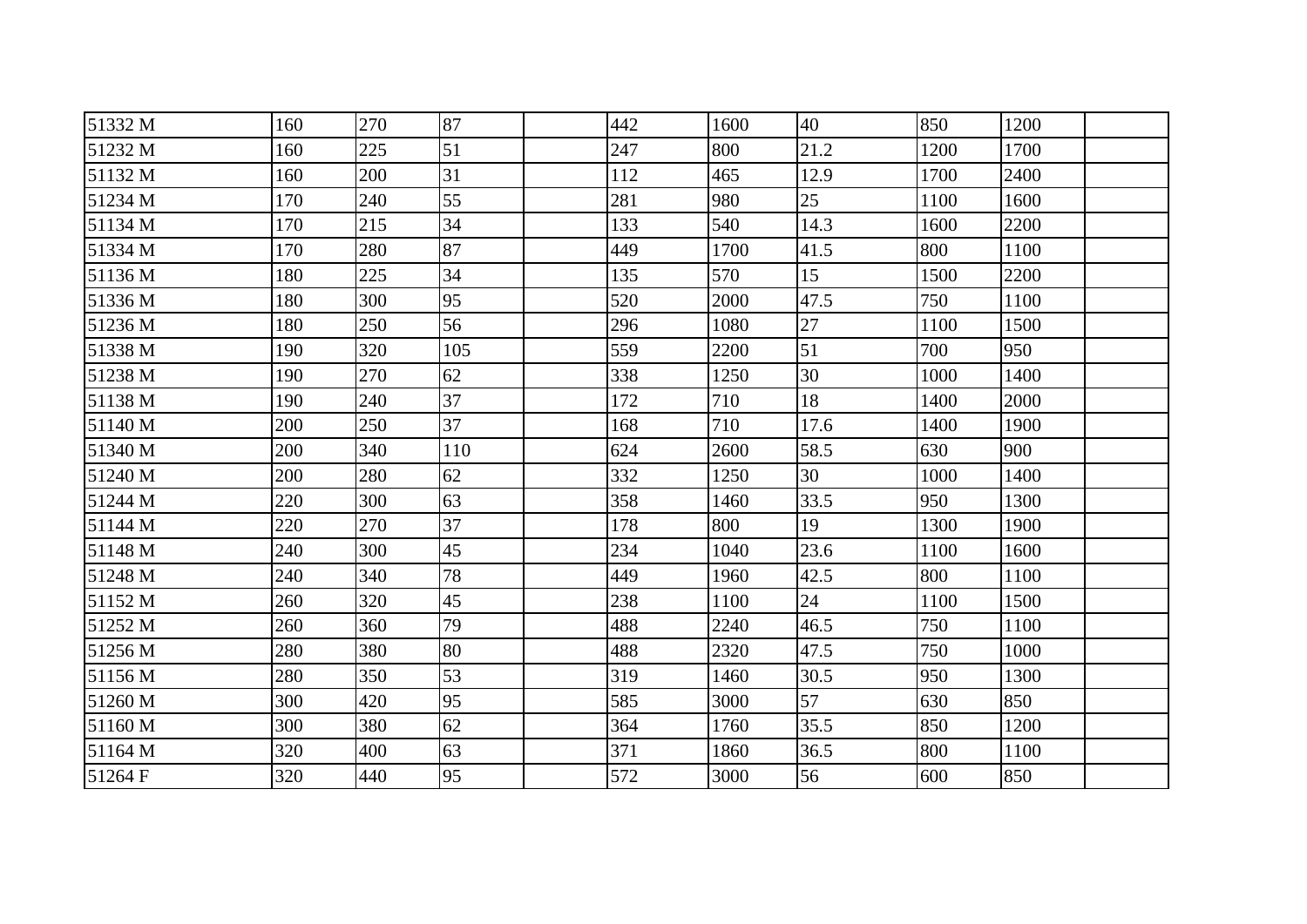| | | | | | | | | | | |
|---|---|---|---|---|---|---|---|---|---|---|
| 51332 M | 160 | 270 | 87 | | 442 | 1600 | 40 | 850 | 1200 | |
| 51232 M | 160 | 225 | 51 | | 247 | 800 | 21.2 | 1200 | 1700 | |
| 51132 M | 160 | 200 | 31 | | 112 | 465 | 12.9 | 1700 | 2400 | |
| 51234 M | 170 | 240 | 55 | | 281 | 980 | 25 | 1100 | 1600 | |
| 51134 M | 170 | 215 | 34 | | 133 | 540 | 14.3 | 1600 | 2200 | |
| 51334 M | 170 | 280 | 87 | | 449 | 1700 | 41.5 | 800 | 1100 | |
| 51136 M | 180 | 225 | 34 | | 135 | 570 | 15 | 1500 | 2200 | |
| 51336 M | 180 | 300 | 95 | | 520 | 2000 | 47.5 | 750 | 1100 | |
| 51236 M | 180 | 250 | 56 | | 296 | 1080 | 27 | 1100 | 1500 | |
| 51338 M | 190 | 320 | 105 | | 559 | 2200 | 51 | 700 | 950 | |
| 51238 M | 190 | 270 | 62 | | 338 | 1250 | 30 | 1000 | 1400 | |
| 51138 M | 190 | 240 | 37 | | 172 | 710 | 18 | 1400 | 2000 | |
| 51140 M | 200 | 250 | 37 | | 168 | 710 | 17.6 | 1400 | 1900 | |
| 51340 M | 200 | 340 | 110 | | 624 | 2600 | 58.5 | 630 | 900 | |
| 51240 M | 200 | 280 | 62 | | 332 | 1250 | 30 | 1000 | 1400 | |
| 51244 M | 220 | 300 | 63 | | 358 | 1460 | 33.5 | 950 | 1300 | |
| 51144 M | 220 | 270 | 37 | | 178 | 800 | 19 | 1300 | 1900 | |
| 51148 M | 240 | 300 | 45 | | 234 | 1040 | 23.6 | 1100 | 1600 | |
| 51248 M | 240 | 340 | 78 | | 449 | 1960 | 42.5 | 800 | 1100 | |
| 51152 M | 260 | 320 | 45 | | 238 | 1100 | 24 | 1100 | 1500 | |
| 51252 M | 260 | 360 | 79 | | 488 | 2240 | 46.5 | 750 | 1100 | |
| 51256 M | 280 | 380 | 80 | | 488 | 2320 | 47.5 | 750 | 1000 | |
| 51156 M | 280 | 350 | 53 | | 319 | 1460 | 30.5 | 950 | 1300 | |
| 51260 M | 300 | 420 | 95 | | 585 | 3000 | 57 | 630 | 850 | |
| 51160 M | 300 | 380 | 62 | | 364 | 1760 | 35.5 | 850 | 1200 | |
| 51164 M | 320 | 400 | 63 | | 371 | 1860 | 36.5 | 800 | 1100 | |
| 51264 F | 320 | 440 | 95 | | 572 | 3000 | 56 | 600 | 850 | |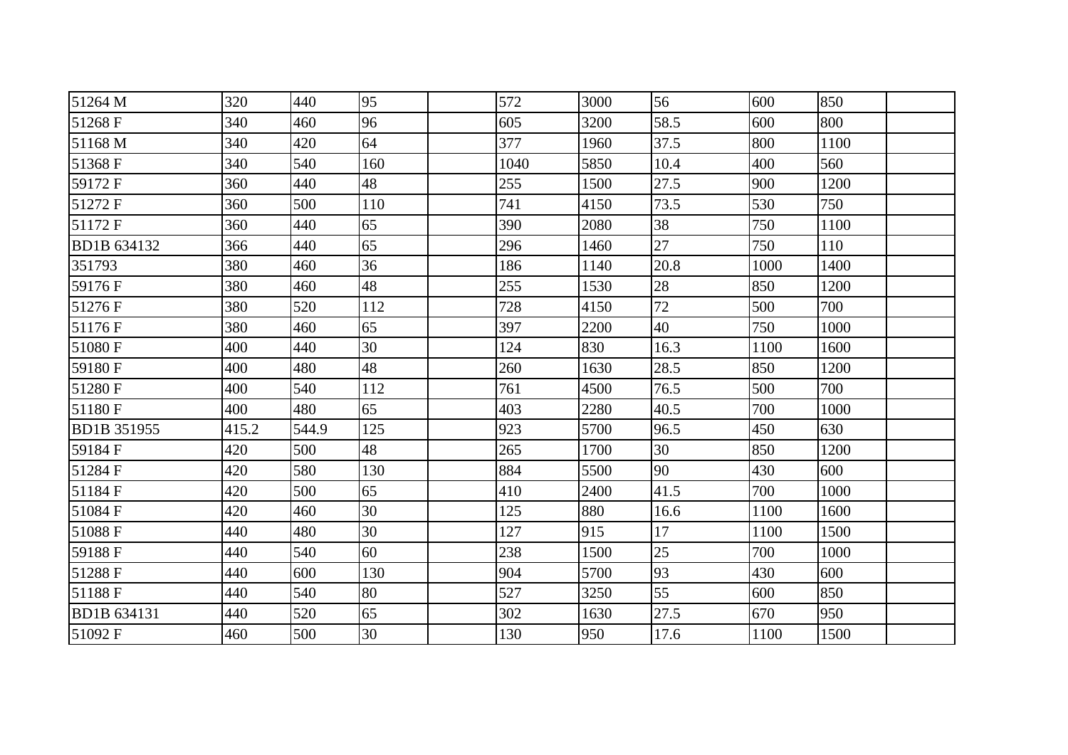| | | | | | | | | | | |
|---|---|---|---|---|---|---|---|---|---|---|
| 51264 M | 320 | 440 | 95 | | 572 | 3000 | 56 | 600 | 850 | |
| 51268 F | 340 | 460 | 96 | | 605 | 3200 | 58.5 | 600 | 800 | |
| 51168 M | 340 | 420 | 64 | | 377 | 1960 | 37.5 | 800 | 1100 | |
| 51368 F | 340 | 540 | 160 | | 1040 | 5850 | 10.4 | 400 | 560 | |
| 59172 F | 360 | 440 | 48 | | 255 | 1500 | 27.5 | 900 | 1200 | |
| 51272 F | 360 | 500 | 110 | | 741 | 4150 | 73.5 | 530 | 750 | |
| 51172 F | 360 | 440 | 65 | | 390 | 2080 | 38 | 750 | 1100 | |
| BD1B 634132 | 366 | 440 | 65 | | 296 | 1460 | 27 | 750 | 110 | |
| 351793 | 380 | 460 | 36 | | 186 | 1140 | 20.8 | 1000 | 1400 | |
| 59176 F | 380 | 460 | 48 | | 255 | 1530 | 28 | 850 | 1200 | |
| 51276 F | 380 | 520 | 112 | | 728 | 4150 | 72 | 500 | 700 | |
| 51176 F | 380 | 460 | 65 | | 397 | 2200 | 40 | 750 | 1000 | |
| 51080 F | 400 | 440 | 30 | | 124 | 830 | 16.3 | 1100 | 1600 | |
| 59180 F | 400 | 480 | 48 | | 260 | 1630 | 28.5 | 850 | 1200 | |
| 51280 F | 400 | 540 | 112 | | 761 | 4500 | 76.5 | 500 | 700 | |
| 51180 F | 400 | 480 | 65 | | 403 | 2280 | 40.5 | 700 | 1000 | |
| BD1B 351955 | 415.2 | 544.9 | 125 | | 923 | 5700 | 96.5 | 450 | 630 | |
| 59184 F | 420 | 500 | 48 | | 265 | 1700 | 30 | 850 | 1200 | |
| 51284 F | 420 | 580 | 130 | | 884 | 5500 | 90 | 430 | 600 | |
| 51184 F | 420 | 500 | 65 | | 410 | 2400 | 41.5 | 700 | 1000 | |
| 51084 F | 420 | 460 | 30 | | 125 | 880 | 16.6 | 1100 | 1600 | |
| 51088 F | 440 | 480 | 30 | | 127 | 915 | 17 | 1100 | 1500 | |
| 59188 F | 440 | 540 | 60 | | 238 | 1500 | 25 | 700 | 1000 | |
| 51288 F | 440 | 600 | 130 | | 904 | 5700 | 93 | 430 | 600 | |
| 51188 F | 440 | 540 | 80 | | 527 | 3250 | 55 | 600 | 850 | |
| BD1B 634131 | 440 | 520 | 65 | | 302 | 1630 | 27.5 | 670 | 950 | |
| 51092 F | 460 | 500 | 30 | | 130 | 950 | 17.6 | 1100 | 1500 | |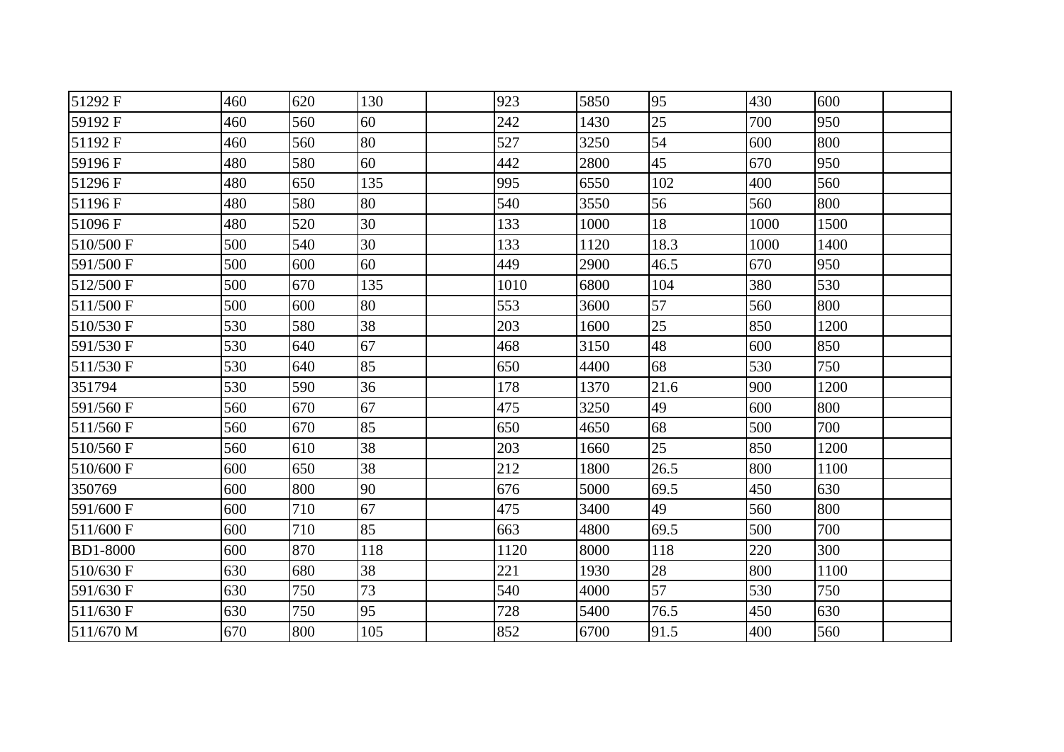| | | | | | | | | | | |
|---|---|---|---|---|---|---|---|---|---|---|
| 51292 F | 460 | 620 | 130 | | 923 | 5850 | 95 | 430 | 600 | |
| 59192 F | 460 | 560 | 60 | | 242 | 1430 | 25 | 700 | 950 | |
| 51192 F | 460 | 560 | 80 | | 527 | 3250 | 54 | 600 | 800 | |
| 59196 F | 480 | 580 | 60 | | 442 | 2800 | 45 | 670 | 950 | |
| 51296 F | 480 | 650 | 135 | | 995 | 6550 | 102 | 400 | 560 | |
| 51196 F | 480 | 580 | 80 | | 540 | 3550 | 56 | 560 | 800 | |
| 51096 F | 480 | 520 | 30 | | 133 | 1000 | 18 | 1000 | 1500 | |
| 510/500 F | 500 | 540 | 30 | | 133 | 1120 | 18.3 | 1000 | 1400 | |
| 591/500 F | 500 | 600 | 60 | | 449 | 2900 | 46.5 | 670 | 950 | |
| 512/500 F | 500 | 670 | 135 | | 1010 | 6800 | 104 | 380 | 530 | |
| 511/500 F | 500 | 600 | 80 | | 553 | 3600 | 57 | 560 | 800 | |
| 510/530 F | 530 | 580 | 38 | | 203 | 1600 | 25 | 850 | 1200 | |
| 591/530 F | 530 | 640 | 67 | | 468 | 3150 | 48 | 600 | 850 | |
| 511/530 F | 530 | 640 | 85 | | 650 | 4400 | 68 | 530 | 750 | |
| 351794 | 530 | 590 | 36 | | 178 | 1370 | 21.6 | 900 | 1200 | |
| 591/560 F | 560 | 670 | 67 | | 475 | 3250 | 49 | 600 | 800 | |
| 511/560 F | 560 | 670 | 85 | | 650 | 4650 | 68 | 500 | 700 | |
| 510/560 F | 560 | 610 | 38 | | 203 | 1660 | 25 | 850 | 1200 | |
| 510/600 F | 600 | 650 | 38 | | 212 | 1800 | 26.5 | 800 | 1100 | |
| 350769 | 600 | 800 | 90 | | 676 | 5000 | 69.5 | 450 | 630 | |
| 591/600 F | 600 | 710 | 67 | | 475 | 3400 | 49 | 560 | 800 | |
| 511/600 F | 600 | 710 | 85 | | 663 | 4800 | 69.5 | 500 | 700 | |
| BD1-8000 | 600 | 870 | 118 | | 1120 | 8000 | 118 | 220 | 300 | |
| 510/630 F | 630 | 680 | 38 | | 221 | 1930 | 28 | 800 | 1100 | |
| 591/630 F | 630 | 750 | 73 | | 540 | 4000 | 57 | 530 | 750 | |
| 511/630 F | 630 | 750 | 95 | | 728 | 5400 | 76.5 | 450 | 630 | |
| 511/670 M | 670 | 800 | 105 | | 852 | 6700 | 91.5 | 400 | 560 | |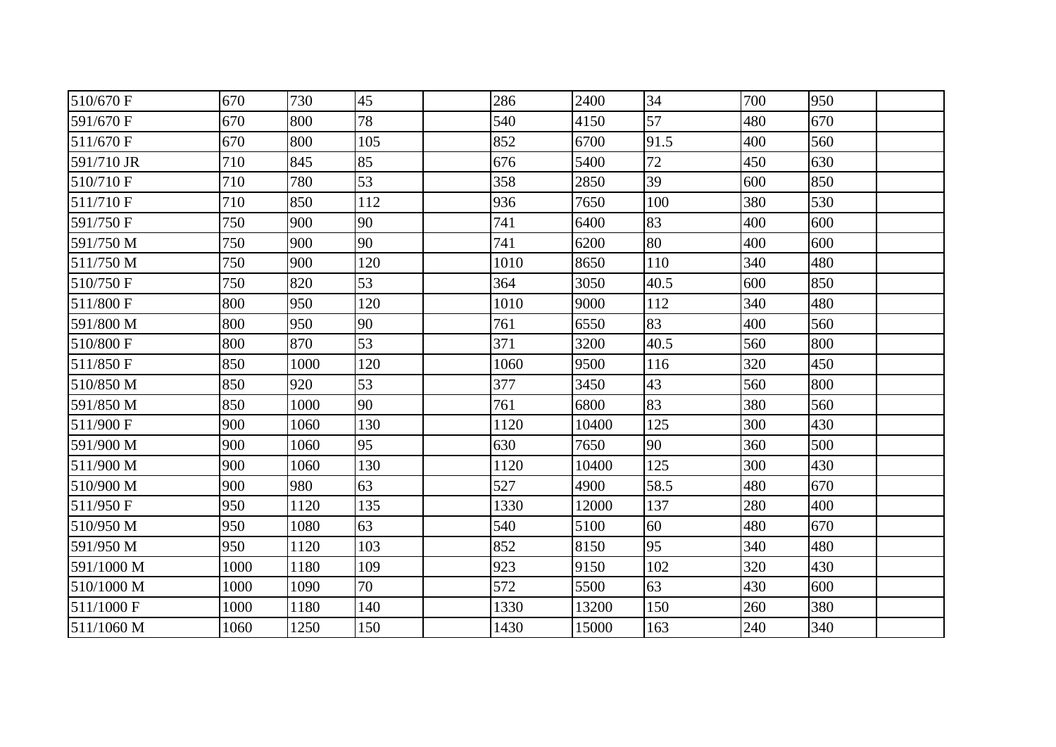| | | | | | | | | | | |
|---|---|---|---|---|---|---|---|---|---|---|
| 510/670 F | 670 | 730 | 45 | | 286 | 2400 | 34 | 700 | 950 | |
| 591/670 F | 670 | 800 | 78 | | 540 | 4150 | 57 | 480 | 670 | |
| 511/670 F | 670 | 800 | 105 | | 852 | 6700 | 91.5 | 400 | 560 | |
| 591/710 JR | 710 | 845 | 85 | | 676 | 5400 | 72 | 450 | 630 | |
| 510/710 F | 710 | 780 | 53 | | 358 | 2850 | 39 | 600 | 850 | |
| 511/710 F | 710 | 850 | 112 | | 936 | 7650 | 100 | 380 | 530 | |
| 591/750 F | 750 | 900 | 90 | | 741 | 6400 | 83 | 400 | 600 | |
| 591/750 M | 750 | 900 | 90 | | 741 | 6200 | 80 | 400 | 600 | |
| 511/750 M | 750 | 900 | 120 | | 1010 | 8650 | 110 | 340 | 480 | |
| 510/750 F | 750 | 820 | 53 | | 364 | 3050 | 40.5 | 600 | 850 | |
| 511/800 F | 800 | 950 | 120 | | 1010 | 9000 | 112 | 340 | 480 | |
| 591/800 M | 800 | 950 | 90 | | 761 | 6550 | 83 | 400 | 560 | |
| 510/800 F | 800 | 870 | 53 | | 371 | 3200 | 40.5 | 560 | 800 | |
| 511/850 F | 850 | 1000 | 120 | | 1060 | 9500 | 116 | 320 | 450 | |
| 510/850 M | 850 | 920 | 53 | | 377 | 3450 | 43 | 560 | 800 | |
| 591/850 M | 850 | 1000 | 90 | | 761 | 6800 | 83 | 380 | 560 | |
| 511/900 F | 900 | 1060 | 130 | | 1120 | 10400 | 125 | 300 | 430 | |
| 591/900 M | 900 | 1060 | 95 | | 630 | 7650 | 90 | 360 | 500 | |
| 511/900 M | 900 | 1060 | 130 | | 1120 | 10400 | 125 | 300 | 430 | |
| 510/900 M | 900 | 980 | 63 | | 527 | 4900 | 58.5 | 480 | 670 | |
| 511/950 F | 950 | 1120 | 135 | | 1330 | 12000 | 137 | 280 | 400 | |
| 510/950 M | 950 | 1080 | 63 | | 540 | 5100 | 60 | 480 | 670 | |
| 591/950 M | 950 | 1120 | 103 | | 852 | 8150 | 95 | 340 | 480 | |
| 591/1000 M | 1000 | 1180 | 109 | | 923 | 9150 | 102 | 320 | 430 | |
| 510/1000 M | 1000 | 1090 | 70 | | 572 | 5500 | 63 | 430 | 600 | |
| 511/1000 F | 1000 | 1180 | 140 | | 1330 | 13200 | 150 | 260 | 380 | |
| 511/1060 M | 1060 | 1250 | 150 | | 1430 | 15000 | 163 | 240 | 340 | |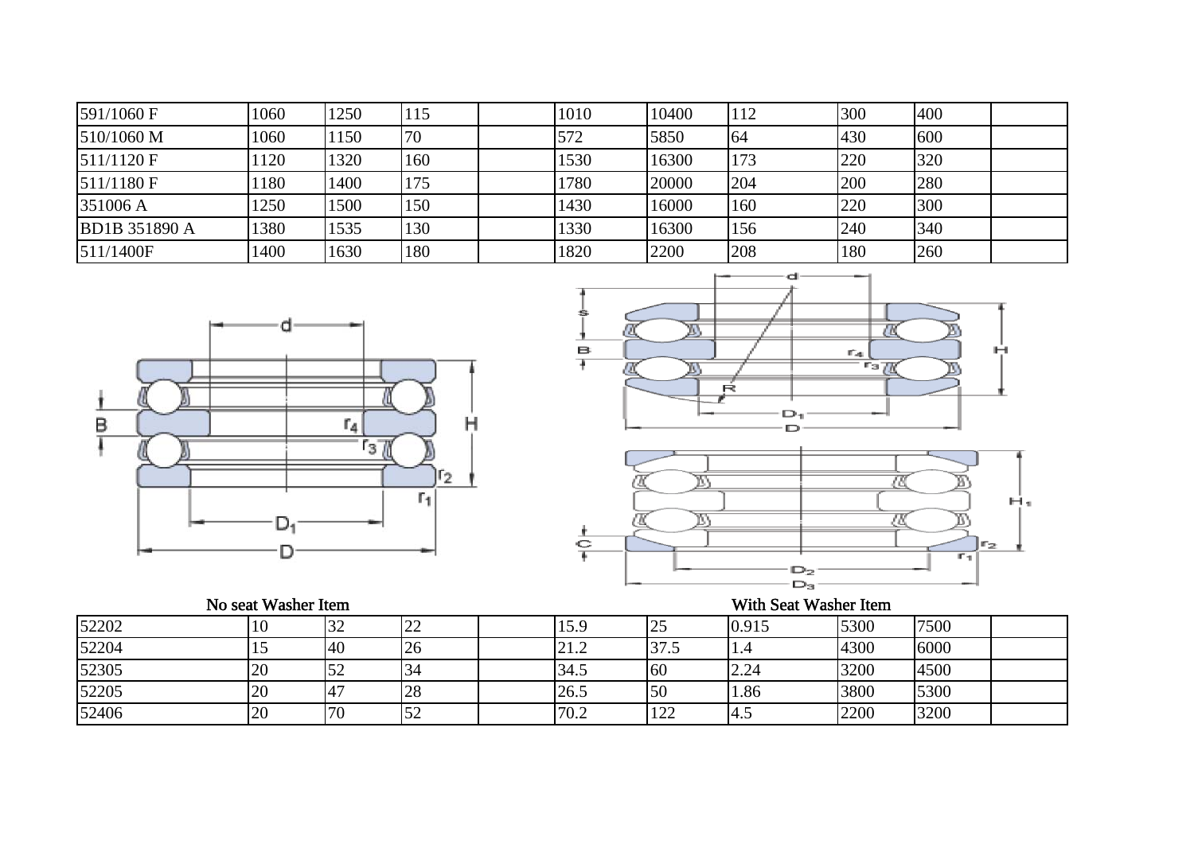| | | | | | | | | | | |
|---|---|---|---|---|---|---|---|---|---|---|
| 591/1060 F | 1060 | 1250 | 115 | | 1010 | 10400 | 112 | 300 | 400 | |
| 510/1060 M | 1060 | 1150 | 70 | | 572 | 5850 | 64 | 430 | 600 | |
| 511/1120 F | 1120 | 1320 | 160 | | 1530 | 16300 | 173 | 220 | 320 | |
| 511/1180 F | 1180 | 1400 | 175 | | 1780 | 20000 | 204 | 200 | 280 | |
| 351006 A | 1250 | 1500 | 150 | | 1430 | 16000 | 160 | 220 | 300 | |
| BD1B 351890 A | 1380 | 1535 | 130 | | 1330 | 16300 | 156 | 240 | 340 | |
| 511/1400F | 1400 | 1630 | 180 | | 1820 | 2200 | 208 | 180 | 260 | |

No seat Washer Item

With Seat Washer Item

| | | | | | | | | | | |
|---|---|---|---|---|---|---|---|---|---|---|
| 52202 | 10 | 32 | 22 | | 15.9 | 25 | 0.915 | 5300 | 7500 | |
| 52204 | 15 | 40 | 26 | | 21.2 | 37.5 | 1.4 | 4300 | 6000 | |
| 52305 | 20 | 52 | 34 | | 34.5 | 60 | 2.24 | 3200 | 4500 | |
| 52205 | 20 | 47 | 28 | | 26.5 | 50 | 1.86 | 3800 | 5300 | |
| 52406 | 20 | 70 | 52 | | 70.2 | 122 | 4.5 | 2200 | 3200 | |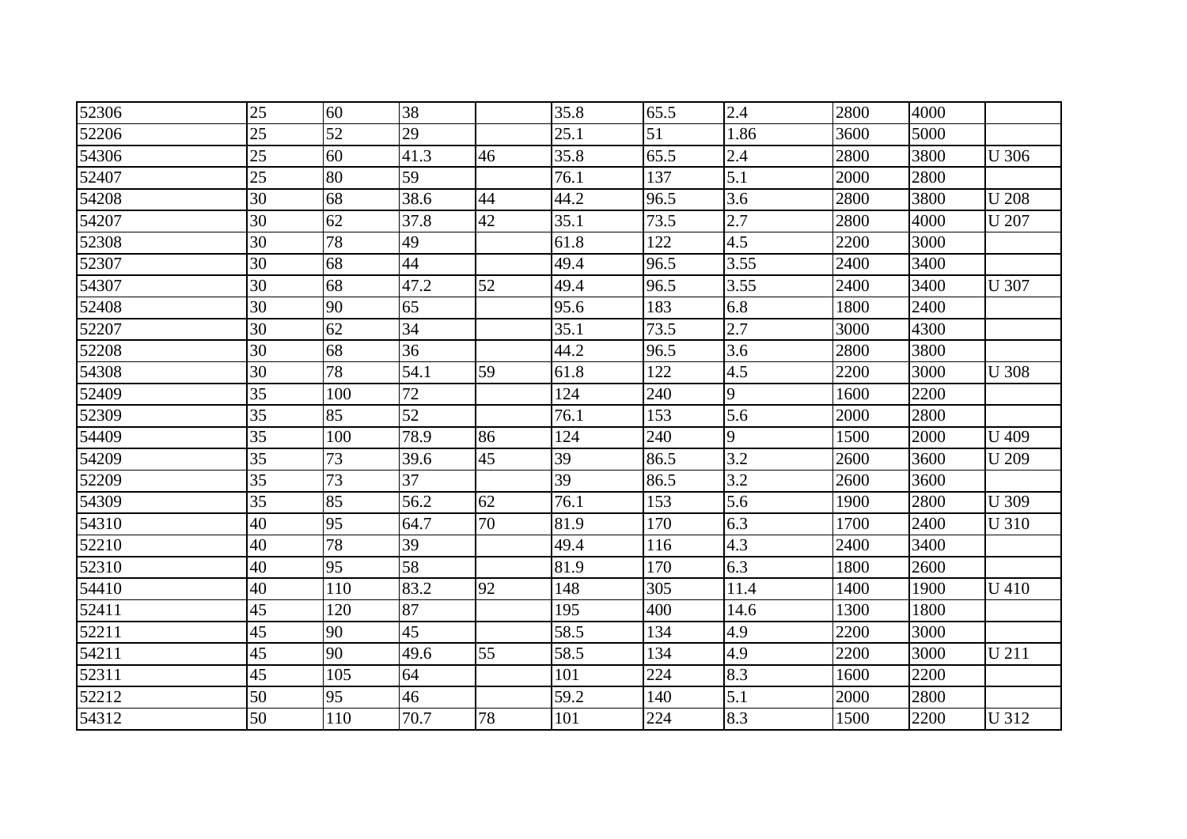| | | | | | | | | | | |
|---|---|---|---|---|---|---|---|---|---|---|
| 52306 | 25 | 60 | 38 | | 35.8 | 65.5 | 2.4 | 2800 | 4000 | |
| 52206 | 25 | 52 | 29 | | 25.1 | 51 | 1.86 | 3600 | 5000 | |
| 54306 | 25 | 60 | 41.3 | 46 | 35.8 | 65.5 | 2.4 | 2800 | 3800 | U 306 |
| 52407 | 25 | 80 | 59 | | 76.1 | 137 | 5.1 | 2000 | 2800 | |
| 54208 | 30 | 68 | 38.6 | 44 | 44.2 | 96.5 | 3.6 | 2800 | 3800 | U 208 |
| 54207 | 30 | 62 | 37.8 | 42 | 35.1 | 73.5 | 2.7 | 2800 | 4000 | U 207 |
| 52308 | 30 | 78 | 49 | | 61.8 | 122 | 4.5 | 2200 | 3000 | |
| 52307 | 30 | 68 | 44 | | 49.4 | 96.5 | 3.55 | 2400 | 3400 | |
| 54307 | 30 | 68 | 47.2 | 52 | 49.4 | 96.5 | 3.55 | 2400 | 3400 | U 307 |
| 52408 | 30 | 90 | 65 | | 95.6 | 183 | 6.8 | 1800 | 2400 | |
| 52207 | 30 | 62 | 34 | | 35.1 | 73.5 | 2.7 | 3000 | 4300 | |
| 52208 | 30 | 68 | 36 | | 44.2 | 96.5 | 3.6 | 2800 | 3800 | |
| 54308 | 30 | 78 | 54.1 | 59 | 61.8 | 122 | 4.5 | 2200 | 3000 | U 308 |
| 52409 | 35 | 100 | 72 | | 124 | 240 | 9 | 1600 | 2200 | |
| 52309 | 35 | 85 | 52 | | 76.1 | 153 | 5.6 | 2000 | 2800 | |
| 54409 | 35 | 100 | 78.9 | 86 | 124 | 240 | 9 | 1500 | 2000 | U 409 |
| 54209 | 35 | 73 | 39.6 | 45 | 39 | 86.5 | 3.2 | 2600 | 3600 | U 209 |
| 52209 | 35 | 73 | 37 | | 39 | 86.5 | 3.2 | 2600 | 3600 | |
| 54309 | 35 | 85 | 56.2 | 62 | 76.1 | 153 | 5.6 | 1900 | 2800 | U 309 |
| 54310 | 40 | 95 | 64.7 | 70 | 81.9 | 170 | 6.3 | 1700 | 2400 | U 310 |
| 52210 | 40 | 78 | 39 | | 49.4 | 116 | 4.3 | 2400 | 3400 | |
| 52310 | 40 | 95 | 58 | | 81.9 | 170 | 6.3 | 1800 | 2600 | |
| 54410 | 40 | 110 | 83.2 | 92 | 148 | 305 | 11.4 | 1400 | 1900 | U 410 |
| 52411 | 45 | 120 | 87 | | 195 | 400 | 14.6 | 1300 | 1800 | |
| 52211 | 45 | 90 | 45 | | 58.5 | 134 | 4.9 | 2200 | 3000 | |
| 54211 | 45 | 90 | 49.6 | 55 | 58.5 | 134 | 4.9 | 2200 | 3000 | U 211 |
| 52311 | 45 | 105 | 64 | | 101 | 224 | 8.3 | 1600 | 2200 | |
| 52212 | 50 | 95 | 46 | | 59.2 | 140 | 5.1 | 2000 | 2800 | |
| 54312 | 50 | 110 | 70.7 | 78 | 101 | 224 | 8.3 | 1500 | 2200 | U 312 |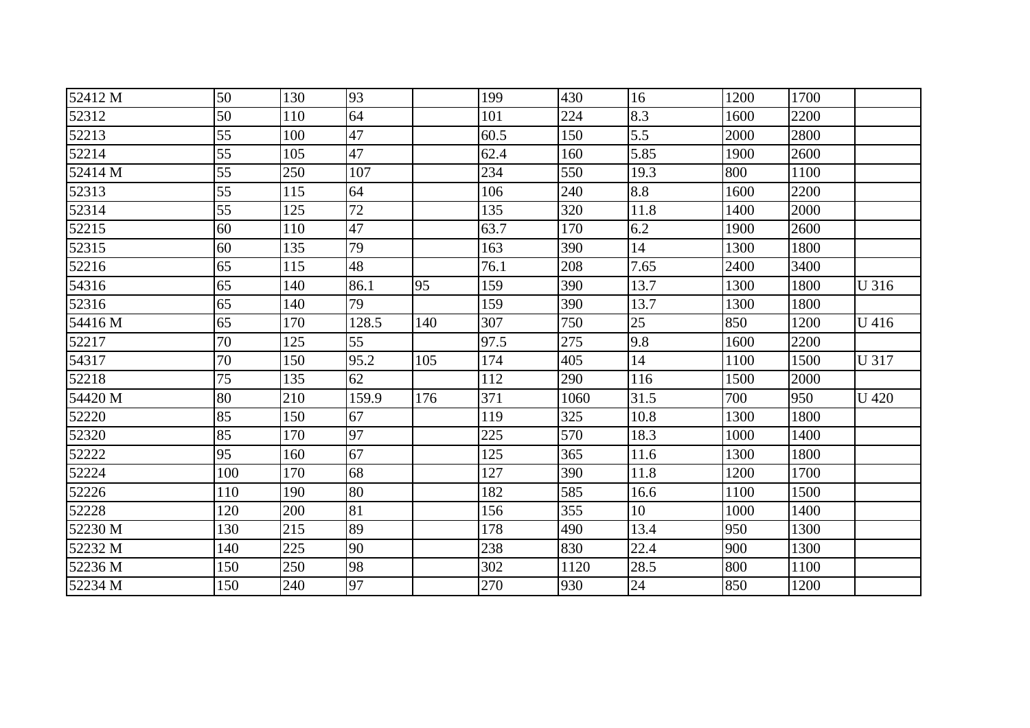| | | | | | | | | | | |
|---|---|---|---|---|---|---|---|---|---|---|
| 52412 M | 50 | 130 | 93 | | 199 | 430 | 16 | 1200 | 1700 | |
| 52312 | 50 | 110 | 64 | | 101 | 224 | 8.3 | 1600 | 2200 | |
| 52213 | 55 | 100 | 47 | | 60.5 | 150 | 5.5 | 2000 | 2800 | |
| 52214 | 55 | 105 | 47 | | 62.4 | 160 | 5.85 | 1900 | 2600 | |
| 52414 M | 55 | 250 | 107 | | 234 | 550 | 19.3 | 800 | 1100 | |
| 52313 | 55 | 115 | 64 | | 106 | 240 | 8.8 | 1600 | 2200 | |
| 52314 | 55 | 125 | 72 | | 135 | 320 | 11.8 | 1400 | 2000 | |
| 52215 | 60 | 110 | 47 | | 63.7 | 170 | 6.2 | 1900 | 2600 | |
| 52315 | 60 | 135 | 79 | | 163 | 390 | 14 | 1300 | 1800 | |
| 52216 | 65 | 115 | 48 | | 76.1 | 208 | 7.65 | 2400 | 3400 | |
| 54316 | 65 | 140 | 86.1 | 95 | 159 | 390 | 13.7 | 1300 | 1800 | U 316 |
| 52316 | 65 | 140 | 79 | | 159 | 390 | 13.7 | 1300 | 1800 | |
| 54416 M | 65 | 170 | 128.5 | 140 | 307 | 750 | 25 | 850 | 1200 | U 416 |
| 52217 | 70 | 125 | 55 | | 97.5 | 275 | 9.8 | 1600 | 2200 | |
| 54317 | 70 | 150 | 95.2 | 105 | 174 | 405 | 14 | 1100 | 1500 | U 317 |
| 52218 | 75 | 135 | 62 | | 112 | 290 | 116 | 1500 | 2000 | |
| 54420 M | 80 | 210 | 159.9 | 176 | 371 | 1060 | 31.5 | 700 | 950 | U 420 |
| 52220 | 85 | 150 | 67 | | 119 | 325 | 10.8 | 1300 | 1800 | |
| 52320 | 85 | 170 | 97 | | 225 | 570 | 18.3 | 1000 | 1400 | |
| 52222 | 95 | 160 | 67 | | 125 | 365 | 11.6 | 1300 | 1800 | |
| 52224 | 100 | 170 | 68 | | 127 | 390 | 11.8 | 1200 | 1700 | |
| 52226 | 110 | 190 | 80 | | 182 | 585 | 16.6 | 1100 | 1500 | |
| 52228 | 120 | 200 | 81 | | 156 | 355 | 10 | 1000 | 1400 | |
| 52230 M | 130 | 215 | 89 | | 178 | 490 | 13.4 | 950 | 1300 | |
| 52232 M | 140 | 225 | 90 | | 238 | 830 | 22.4 | 900 | 1300 | |
| 52236 M | 150 | 250 | 98 | | 302 | 1120 | 28.5 | 800 | 1100 | |
| 52234 M | 150 | 240 | 97 | | 270 | 930 | 24 | 850 | 1200 | |